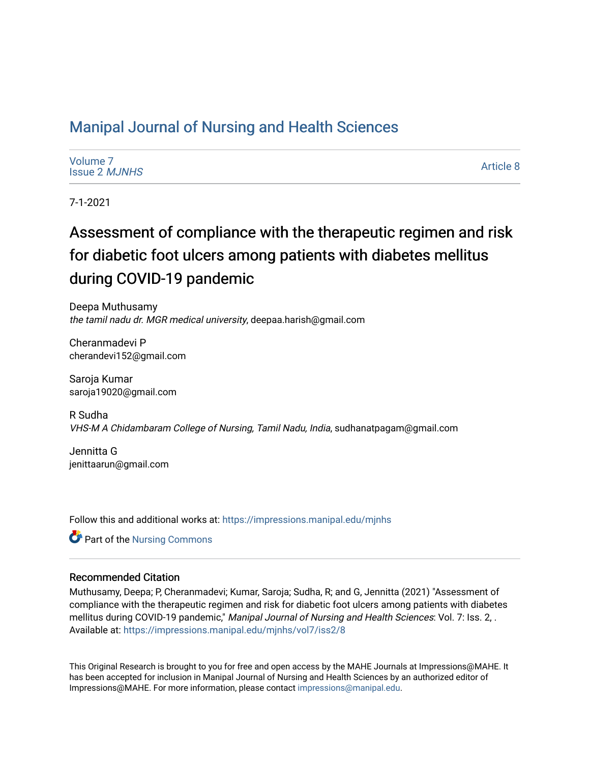# Manipal Journal of Nursing and Health Sciences

Volume 7
Issue 2 *MJNHS*

Article 8

7-1-2021

## Assessment of compliance with the therapeutic regimen and risk for diabetic foot ulcers among patients with diabetes mellitus during COVID-19 pandemic

Deepa Muthusamy
*the tamil nadu dr. MGR medical university*, deepaa.harish@gmail.com

Cheranmadevi P
cherandevi152@gmail.com

Saroja Kumar
saroja19020@gmail.com

R Sudha
*VHS-M A Chidambaram College of Nursing, Tamil Nadu, India*, sudhanatpagam@gmail.com

Jennitta G
jenittaarun@gmail.com

Follow this and additional works at: https://impressions.manipal.edu/mjnhs

Part of the Nursing Commons

### Recommended Citation

Muthusamy, Deepa; P, Cheranmadevi; Kumar, Saroja; Sudha, R; and G, Jennitta (2021) "Assessment of compliance with the therapeutic regimen and risk for diabetic foot ulcers among patients with diabetes mellitus during COVID-19 pandemic," *Manipal Journal of Nursing and Health Sciences*: Vol. 7: Iss. 2, . Available at: https://impressions.manipal.edu/mjnhs/vol7/iss2/8

This Original Research is brought to you for free and open access by the MAHE Journals at Impressions@MAHE. It has been accepted for inclusion in Manipal Journal of Nursing and Health Sciences by an authorized editor of Impressions@MAHE. For more information, please contact impressions@manipal.edu.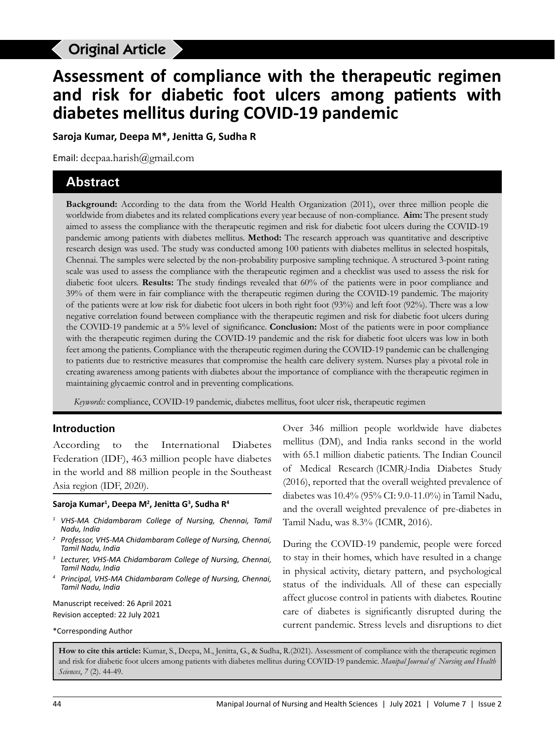Original Article

# Assessment of compliance with the therapeutic regimen and risk for diabetic foot ulcers among patients with diabetes mellitus during COVID-19 pandemic

**Saroja Kumar, Deepa M*, Jenitta G, Sudha R**

Email: deepaa.harish@gmail.com

## Abstract

**Background:** According to the data from the World Health Organization (2011), over three million people die worldwide from diabetes and its related complications every year because of non-compliance. **Aim:** The present study aimed to assess the compliance with the therapeutic regimen and risk for diabetic foot ulcers during the COVID-19 pandemic among patients with diabetes mellitus. **Method:** The research approach was quantitative and descriptive research design was used. The study was conducted among 100 patients with diabetes mellitus in selected hospitals, Chennai. The samples were selected by the non-probability purposive sampling technique. A structured 3-point rating scale was used to assess the compliance with the therapeutic regimen and a checklist was used to assess the risk for diabetic foot ulcers. **Results:** The study findings revealed that 60% of the patients were in poor compliance and 39% of them were in fair compliance with the therapeutic regimen during the COVID-19 pandemic. The majority of the patients were at low risk for diabetic foot ulcers in both right foot (93%) and left foot (92%). There was a low negative correlation found between compliance with the therapeutic regimen and risk for diabetic foot ulcers during the COVID-19 pandemic at a 5% level of significance. **Conclusion:** Most of the patients were in poor compliance with the therapeutic regimen during the COVID-19 pandemic and the risk for diabetic foot ulcers was low in both feet among the patients. Compliance with the therapeutic regimen during the COVID-19 pandemic can be challenging to patients due to restrictive measures that compromise the health care delivery system. Nurses play a pivotal role in creating awareness among patients with diabetes about the importance of compliance with the therapeutic regimen in maintaining glycaemic control and in preventing complications.

*Keywords:* compliance, COVID-19 pandemic, diabetes mellitus, foot ulcer risk, therapeutic regimen

## Introduction

According to the International Diabetes Federation (IDF), 463 million people have diabetes in the world and 88 million people in the Southeast Asia region (IDF, 2020).

**Saroja Kumar[1], Deepa M[2], Jenitta G[3], Sudha R[4]**

[1] *VHS-MA Chidambaram College of Nursing, Chennai, Tamil Nadu, India*

[2] *Professor, VHS-MA Chidambaram College of Nursing, Chennai, Tamil Nadu, India*

[3] *Lecturer, VHS-MA Chidambaram College of Nursing, Chennai, Tamil Nadu, India*

[4] *Principal, VHS-MA Chidambaram College of Nursing, Chennai, Tamil Nadu, India*

Manuscript received: 26 April 2021
Revision accepted: 22 July 2021

*Corresponding Author

Over 346 million people worldwide have diabetes mellitus (DM), and India ranks second in the world with 65.1 million diabetic patients. The Indian Council of Medical Research (ICMR)-India Diabetes Study (2016), reported that the overall weighted prevalence of diabetes was 10.4% (95% CI: 9.0-11.0%) in Tamil Nadu, and the overall weighted prevalence of pre-diabetes in Tamil Nadu, was 8.3% (ICMR, 2016).

During the COVID-19 pandemic, people were forced to stay in their homes, which have resulted in a change in physical activity, dietary pattern, and psychological status of the individuals. All of these can especially affect glucose control in patients with diabetes. Routine care of diabetes is significantly disrupted during the current pandemic. Stress levels and disruptions to diet

**How to cite this article:** Kumar, S., Deepa, M., Jenitta, G., & Sudha, R.(2021). Assessment of compliance with the therapeutic regimen and risk for diabetic foot ulcers among patients with diabetes mellitus during COVID-19 pandemic. *Manipal Journal of Nursing and Health Sciences*, *7* (2). 44-49.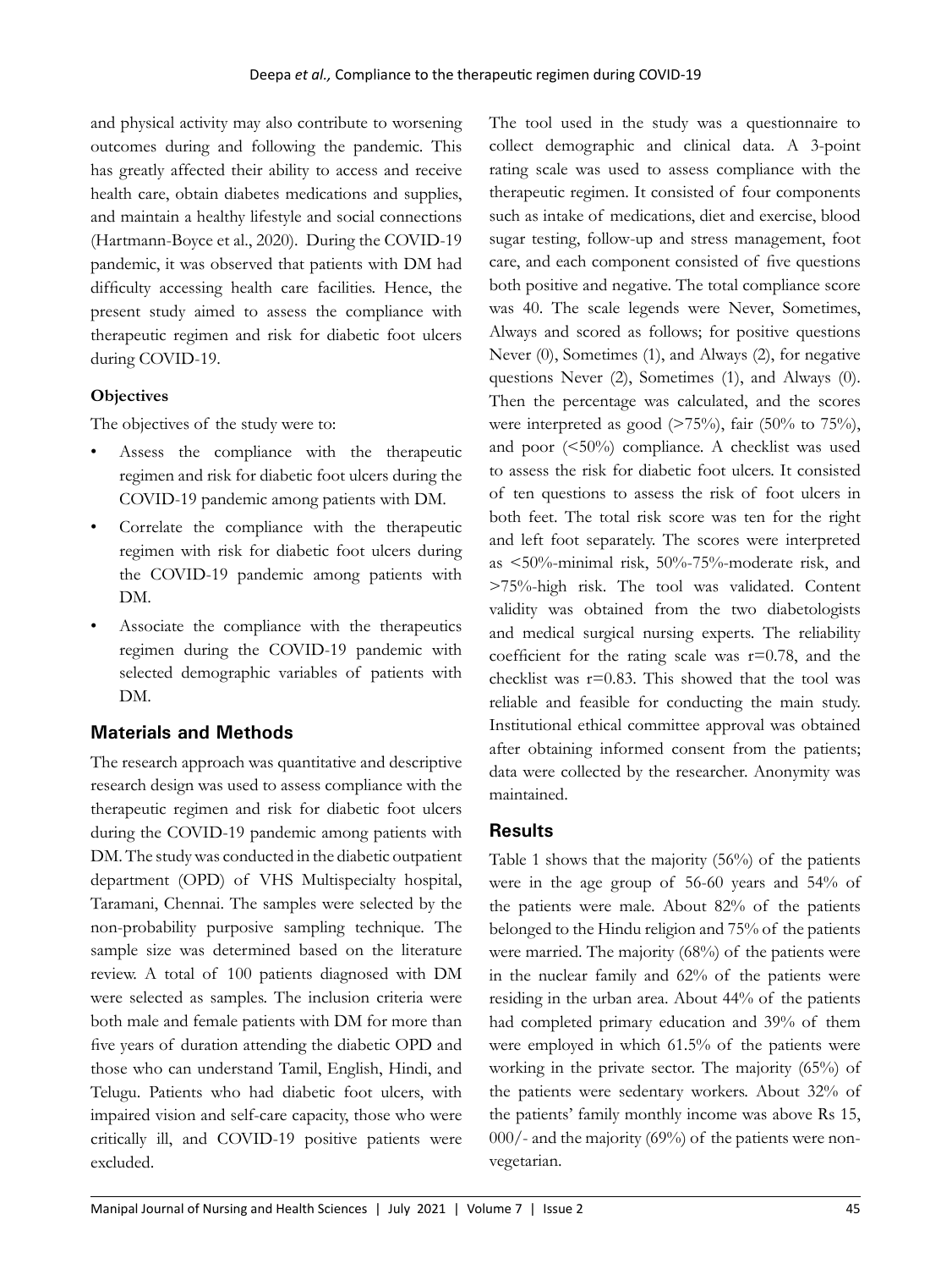and physical activity may also contribute to worsening outcomes during and following the pandemic. This has greatly affected their ability to access and receive health care, obtain diabetes medications and supplies, and maintain a healthy lifestyle and social connections (Hartmann-Boyce et al., 2020). During the COVID-19 pandemic, it was observed that patients with DM had difficulty accessing health care facilities. Hence, the present study aimed to assess the compliance with therapeutic regimen and risk for diabetic foot ulcers during COVID-19.

**Objectives**

The objectives of the study were to:

- Assess the compliance with the therapeutic regimen and risk for diabetic foot ulcers during the COVID-19 pandemic among patients with DM.
- Correlate the compliance with the therapeutic regimen with risk for diabetic foot ulcers during the COVID-19 pandemic among patients with DM.
- Associate the compliance with the therapeutics regimen during the COVID-19 pandemic with selected demographic variables of patients with DM.

## Materials and Methods

The research approach was quantitative and descriptive research design was used to assess compliance with the therapeutic regimen and risk for diabetic foot ulcers during the COVID-19 pandemic among patients with DM. The study was conducted in the diabetic outpatient department (OPD) of VHS Multispecialty hospital, Taramani, Chennai. The samples were selected by the non-probability purposive sampling technique. The sample size was determined based on the literature review. A total of 100 patients diagnosed with DM were selected as samples. The inclusion criteria were both male and female patients with DM for more than five years of duration attending the diabetic OPD and those who can understand Tamil, English, Hindi, and Telugu. Patients who had diabetic foot ulcers, with impaired vision and self-care capacity, those who were critically ill, and COVID-19 positive patients were excluded.

The tool used in the study was a questionnaire to collect demographic and clinical data. A 3-point rating scale was used to assess compliance with the therapeutic regimen. It consisted of four components such as intake of medications, diet and exercise, blood sugar testing, follow-up and stress management, foot care, and each component consisted of five questions both positive and negative. The total compliance score was 40. The scale legends were Never, Sometimes, Always and scored as follows; for positive questions Never (0), Sometimes (1), and Always (2), for negative questions Never (2), Sometimes (1), and Always (0). Then the percentage was calculated, and the scores were interpreted as good (>75%), fair (50% to 75%), and poor (<50%) compliance. A checklist was used to assess the risk for diabetic foot ulcers. It consisted of ten questions to assess the risk of foot ulcers in both feet. The total risk score was ten for the right and left foot separately. The scores were interpreted as <50%-minimal risk, 50%-75%-moderate risk, and >75%-high risk. The tool was validated. Content validity was obtained from the two diabetologists and medical surgical nursing experts. The reliability coefficient for the rating scale was $r=0.78$, and the checklist was $r=0.83$. This showed that the tool was reliable and feasible for conducting the main study. Institutional ethical committee approval was obtained after obtaining informed consent from the patients; data were collected by the researcher. Anonymity was maintained.

## Results

Table 1 shows that the majority (56%) of the patients were in the age group of 56-60 years and 54% of the patients were male. About 82% of the patients belonged to the Hindu religion and 75% of the patients were married. The majority (68%) of the patients were in the nuclear family and 62% of the patients were residing in the urban area. About 44% of the patients had completed primary education and 39% of them were employed in which 61.5% of the patients were working in the private sector. The majority (65%) of the patients were sedentary workers. About 32% of the patients' family monthly income was above Rs 15, 000/- and the majority (69%) of the patients were non-vegetarian.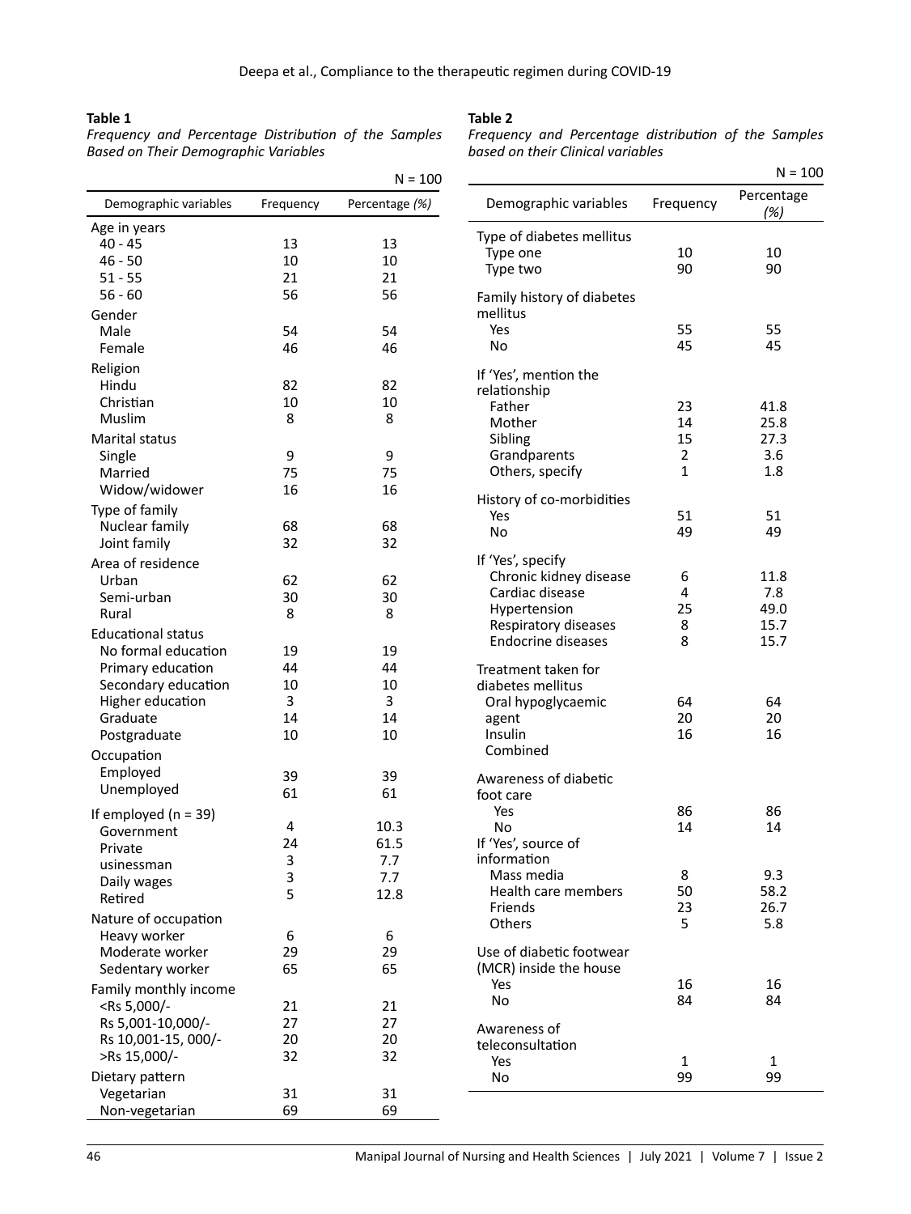**Table 1**

*Frequency and Percentage Distribution of the Samples Based on Their Demographic Variables*

N = 100

| Demographic variables | Frequency | Percentage *(%)* |
|---|---|---|
| Age in years | | |
| 40 - 45 | 13 | 13 |
| 46 - 50 | 10 | 10 |
| 51 - 55 | 21 | 21 |
| 56 - 60 | 56 | 56 |
| Gender | | |
| Male | 54 | 54 |
| Female | 46 | 46 |
| Religion | | |
| Hindu | 82 | 82 |
| Christian | 10 | 10 |
| Muslim | 8 | 8 |
| Marital status | | |
| Single | 9 | 9 |
| Married | 75 | 75 |
| Widow/widower | 16 | 16 |
| Type of family | | |
| Nuclear family | 68 | 68 |
| Joint family | 32 | 32 |
| Area of residence | | |
| Urban | 62 | 62 |
| Semi-urban | 30 | 30 |
| Rural | 8 | 8 |
| Educational status | | |
| No formal education | 19 | 19 |
| Primary education | 44 | 44 |
| Secondary education | 10 | 10 |
| Higher education | 3 | 3 |
| Graduate | 14 | 14 |
| Postgraduate | 10 | 10 |
| Occupation | | |
| Employed | 39 | 39 |
| Unemployed | 61 | 61 |
| If employed (n = 39) | | |
| Government | 4 | 10.3 |
| Private | 24 | 61.5 |
| usinessman | 3 | 7.7 |
| Daily wages | 3 | 7.7 |
| Retired | 5 | 12.8 |
| Nature of occupation | | |
| Heavy worker | 6 | 6 |
| Moderate worker | 29 | 29 |
| Sedentary worker | 65 | 65 |
| Family monthly income | | |
| <Rs 5,000/- | 21 | 21 |
| Rs 5,001-10,000/- | 27 | 27 |
| Rs 10,001-15, 000/- | 20 | 20 |
| >Rs 15,000/- | 32 | 32 |
| Dietary pattern | | |
| Vegetarian | 31 | 31 |
| Non-vegetarian | 69 | 69 |

**Table 2**

*Frequency and Percentage distribution of the Samples based on their Clinical variables*

N = 100

| Demographic variables | Frequency | Percentage *(%)* |
|---|---|---|
| Type of diabetes mellitus | | |
| Type one | 10 | 10 |
| Type two | 90 | 90 |
| Family history of diabetes mellitus | | |
| Yes | 55 | 55 |
| No | 45 | 45 |
| If 'Yes', mention the relationship | | |
| Father | 23 | 41.8 |
| Mother | 14 | 25.8 |
| Sibling | 15 | 27.3 |
| Grandparents | 2 | 3.6 |
| Others, specify | 1 | 1.8 |
| History of co-morbidities | | |
| Yes | 51 | 51 |
| No | 49 | 49 |
| If 'Yes', specify | | |
| Chronic kidney disease | 6 | 11.8 |
| Cardiac disease | 4 | 7.8 |
| Hypertension | 25 | 49.0 |
| Respiratory diseases | 8 | 15.7 |
| Endocrine diseases | 8 | 15.7 |
| Treatment taken for diabetes mellitus | | |
| Oral hypoglycaemic agent | 64 | 64 |
| Insulin | 20 | 20 |
| Combined | 16 | 16 |
| Awareness of diabetic foot care | | |
| Yes | 86 | 86 |
| No | 14 | 14 |
| If 'Yes', source of information | | |
| Mass media | 8 | 9.3 |
| Health care members | 50 | 58.2 |
| Friends | 23 | 26.7 |
| Others | 5 | 5.8 |
| Use of diabetic footwear (MCR) inside the house | | |
| Yes | 16 | 16 |
| No | 84 | 84 |
| Awareness of teleconsultation | | |
| Yes | 1 | 1 |
| No | 99 | 99 |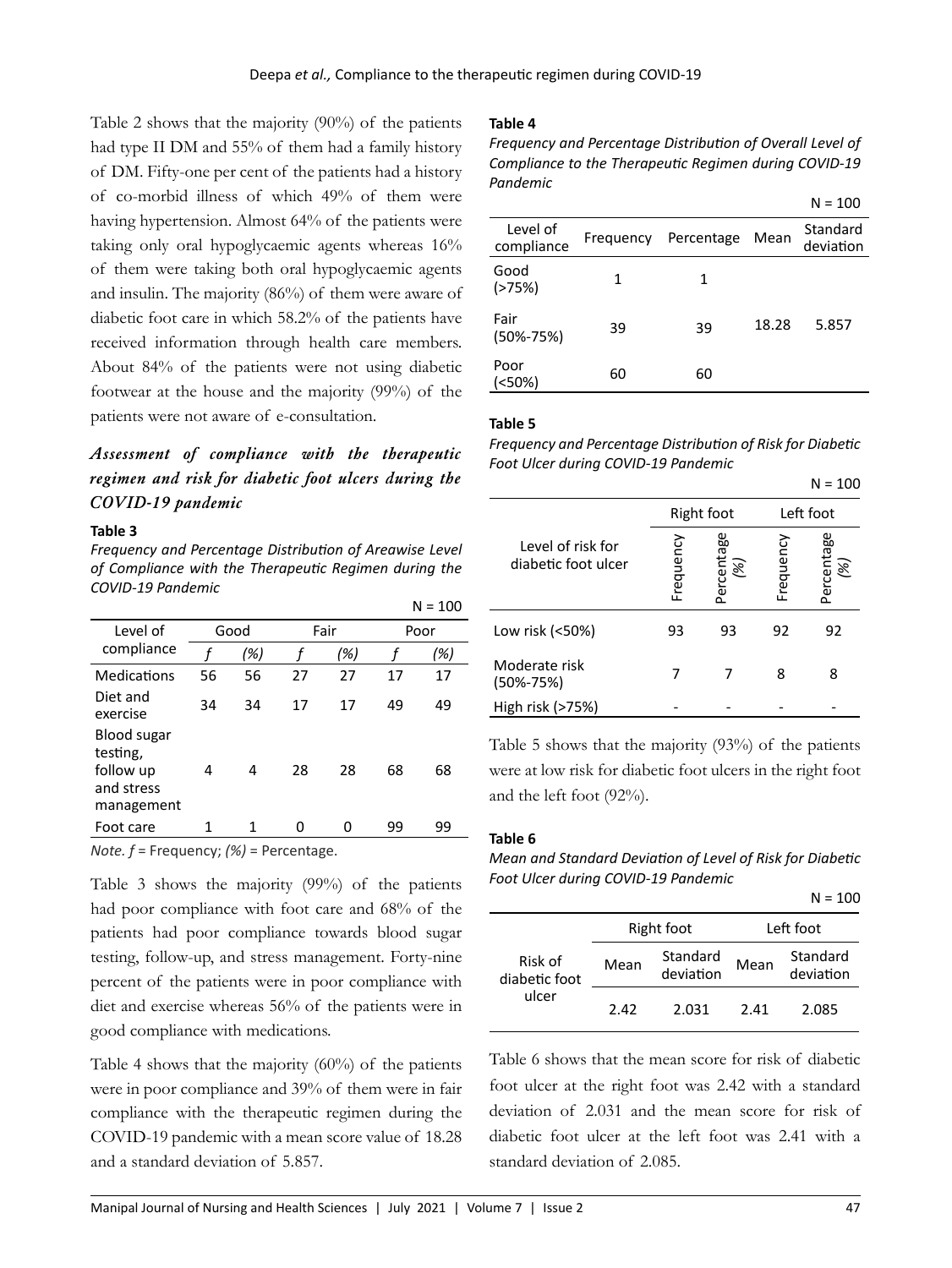Table 2 shows that the majority (90%) of the patients had type II DM and 55% of them had a family history of DM. Fifty-one per cent of the patients had a history of co-morbid illness of which 49% of them were having hypertension. Almost 64% of the patients were taking only oral hypoglycaemic agents whereas 16% of them were taking both oral hypoglycaemic agents and insulin. The majority (86%) of them were aware of diabetic foot care in which 58.2% of the patients have received information through health care members. About 84% of the patients were not using diabetic footwear at the house and the majority (99%) of the patients were not aware of e-consultation.

### *Assessment of compliance with the therapeutic regimen and risk for diabetic foot ulcers during the COVID-19 pandemic*

**Table 3**

*Frequency and Percentage Distribution of Areawise Level of Compliance with the Therapeutic Regimen during the COVID-19 Pandemic*

N = 100

| Level of compliance | Good | | Fair | | Poor | |
|---|---|---|---|---|---|---|
| | *f* | *(%)* | *f* | *(%)* | *f* | *(%)* |
| Medications | 56 | 56 | 27 | 27 | 17 | 17 |
| Diet and exercise | 34 | 34 | 17 | 17 | 49 | 49 |
| Blood sugar testing, follow up and stress management | 4 | 4 | 28 | 28 | 68 | 68 |
| Foot care | 1 | 1 | 0 | 0 | 99 | 99 |

*Note. f* = Frequency; *(%)* = Percentage.

Table 3 shows the majority (99%) of the patients had poor compliance with foot care and 68% of the patients had poor compliance towards blood sugar testing, follow-up, and stress management. Forty-nine percent of the patients were in poor compliance with diet and exercise whereas 56% of the patients were in good compliance with medications.

Table 4 shows that the majority (60%) of the patients were in poor compliance and 39% of them were in fair compliance with the therapeutic regimen during the COVID-19 pandemic with a mean score value of 18.28 and a standard deviation of 5.857.

**Table 4**

*Frequency and Percentage Distribution of Overall Level of Compliance to the Therapeutic Regimen during COVID-19 Pandemic*

N = 100

| Level of compliance | Frequency | Percentage | Mean | Standard deviation |
|---|---|---|---|---|
| Good (>75%) | 1 | 1 | | |
| Fair (50%-75%) | 39 | 39 | 18.28 | 5.857 |
| Poor (<50%) | 60 | 60 | | |

**Table 5**

*Frequency and Percentage Distribution of Risk for Diabetic Foot Ulcer during COVID-19 Pandemic*

N = 100

| Level of risk for diabetic foot ulcer | Right foot | | Left foot | |
|---|---|---|---|---|
| | Frequency | Percentage (%) | Frequency | Percentage (%) |
| Low risk (<50%) | 93 | 93 | 92 | 92 |
| Moderate risk (50%-75%) | 7 | 7 | 8 | 8 |
| High risk (>75%) | - | - | - | - |

Table 5 shows that the majority (93%) of the patients were at low risk for diabetic foot ulcers in the right foot and the left foot (92%).

**Table 6**

*Mean and Standard Deviation of Level of Risk for Diabetic Foot Ulcer during COVID-19 Pandemic*

N = 100

| | Right foot | | Left foot | |
|---|---|---|---|---|
| | Mean | Standard deviation | Mean | Standard deviation |
| Risk of diabetic foot ulcer | 2.42 | 2.031 | 2.41 | 2.085 |

Table 6 shows that the mean score for risk of diabetic foot ulcer at the right foot was 2.42 with a standard deviation of 2.031 and the mean score for risk of diabetic foot ulcer at the left foot was 2.41 with a standard deviation of 2.085.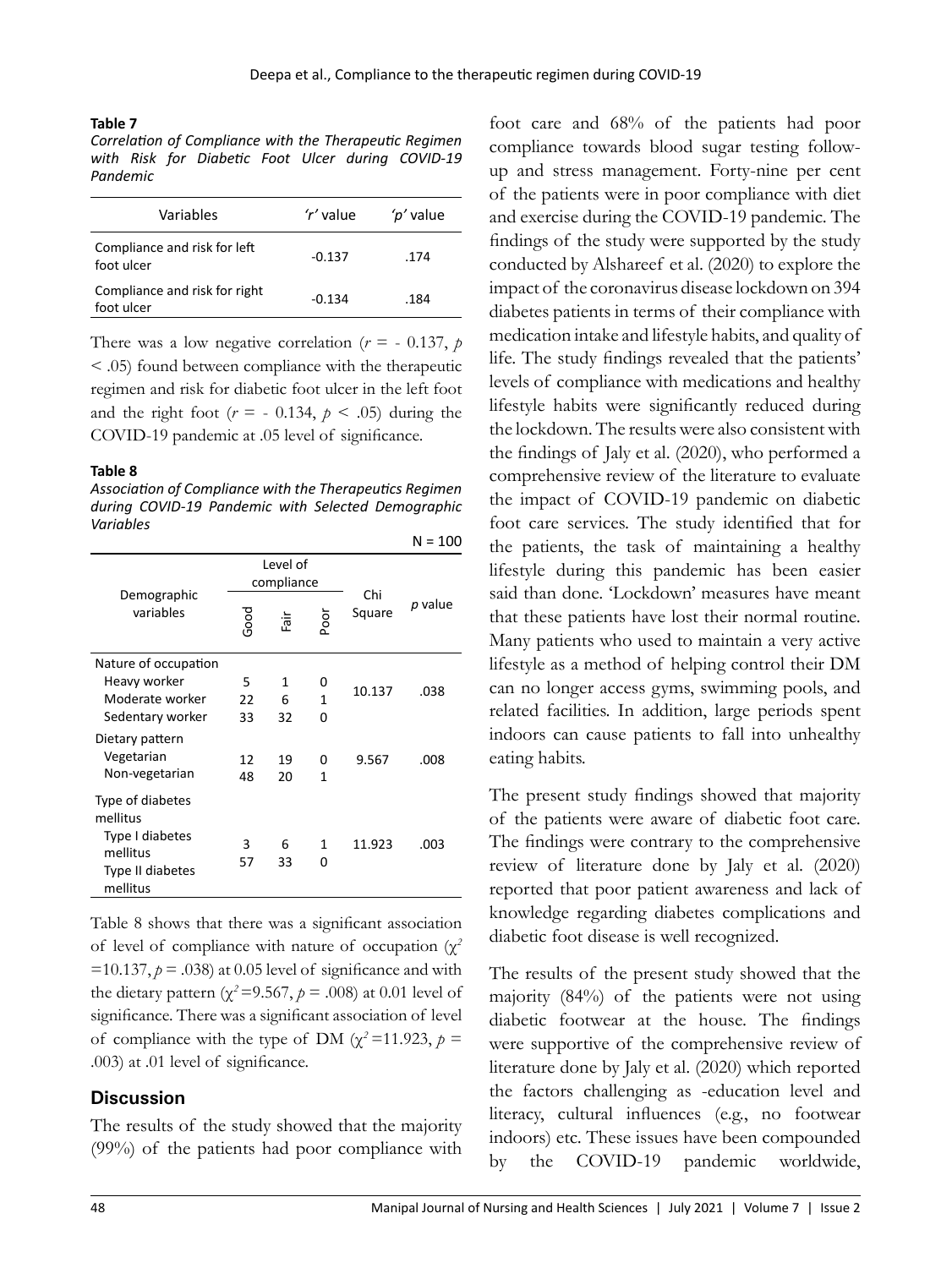**Table 7**

*Correlation of Compliance with the Therapeutic Regimen with Risk for Diabetic Foot Ulcer during COVID-19 Pandemic*

| Variables | 'r' value | 'p' value |
|---|---|---|
| Compliance and risk for left foot ulcer | -0.137 | .174 |
| Compliance and risk for right foot ulcer | -0.134 | .184 |

There was a low negative correlation ($r$ = - 0.137, $p < .05$) found between compliance with the therapeutic regimen and risk for diabetic foot ulcer in the left foot and the right foot ($r$ = - 0.134, $p < .05$) during the COVID-19 pandemic at .05 level of significance.

**Table 8**

*Association of Compliance with the Therapeutics Regimen during COVID-19 Pandemic with Selected Demographic Variables*

N = 100

| Demographic variables | Level of compliance | | | Chi Square | p value |
|---|---|---|---|---|---|
| | Good | Fair | Poor | | |
| Nature of occupation | | | | | |
| Heavy worker | 5 | 1 | 0 | 10.137 | .038 |
| Moderate worker | 22 | 6 | 1 | | |
| Sedentary worker | 33 | 32 | 0 | | |
| Dietary pattern | | | | | |
| Vegetarian | 12 | 19 | 0 | 9.567 | .008 |
| Non-vegetarian | 48 | 20 | 1 | | |
| Type of diabetes mellitus | | | | | |
| Type I diabetes mellitus | 3 | 6 | 1 | 11.923 | .003 |
| Type II diabetes mellitus | 57 | 33 | 0 | | |

Table 8 shows that there was a significant association of level of compliance with nature of occupation ($\chi^2$ =10.137, $p$ = .038) at 0.05 level of significance and with the dietary pattern ($\chi^2$ =9.567, $p$ = .008) at 0.01 level of significance. There was a significant association of level of compliance with the type of DM ($\chi^2$ =11.923, $p$ = .003) at .01 level of significance.

## Discussion

The results of the study showed that the majority (99%) of the patients had poor compliance with foot care and 68% of the patients had poor compliance towards blood sugar testing follow-up and stress management. Forty-nine per cent of the patients were in poor compliance with diet and exercise during the COVID-19 pandemic. The findings of the study were supported by the study conducted by Alshareef et al. (2020) to explore the impact of the coronavirus disease lockdown on 394 diabetes patients in terms of their compliance with medication intake and lifestyle habits, and quality of life. The study findings revealed that the patients' levels of compliance with medications and healthy lifestyle habits were significantly reduced during the lockdown. The results were also consistent with the findings of Jaly et al. (2020), who performed a comprehensive review of the literature to evaluate the impact of COVID-19 pandemic on diabetic foot care services. The study identified that for the patients, the task of maintaining a healthy lifestyle during this pandemic has been easier said than done. 'Lockdown' measures have meant that these patients have lost their normal routine. Many patients who used to maintain a very active lifestyle as a method of helping control their DM can no longer access gyms, swimming pools, and related facilities. In addition, large periods spent indoors can cause patients to fall into unhealthy eating habits.

The present study findings showed that majority of the patients were aware of diabetic foot care. The findings were contrary to the comprehensive review of literature done by Jaly et al. (2020) reported that poor patient awareness and lack of knowledge regarding diabetes complications and diabetic foot disease is well recognized.

The results of the present study showed that the majority (84%) of the patients were not using diabetic footwear at the house. The findings were supportive of the comprehensive review of literature done by Jaly et al. (2020) which reported the factors challenging as -education level and literacy, cultural influences (e.g., no footwear indoors) etc. These issues have been compounded by the COVID-19 pandemic worldwide,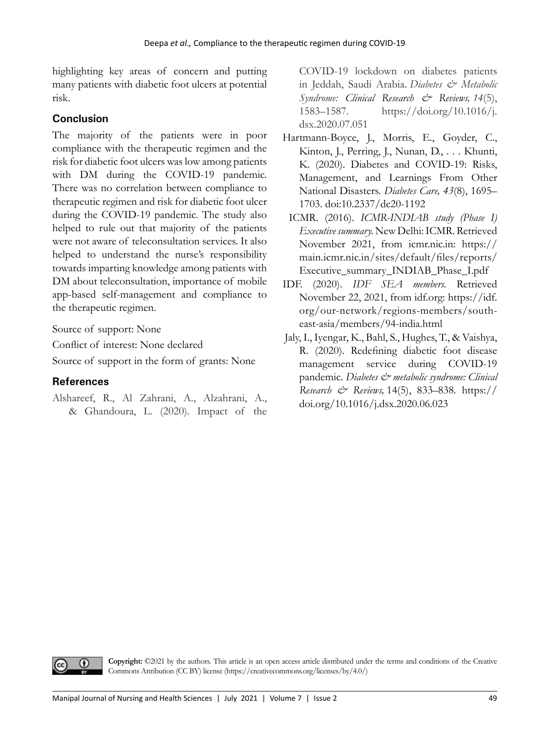highlighting key areas of concern and putting many patients with diabetic foot ulcers at potential risk.

## Conclusion

The majority of the patients were in poor compliance with the therapeutic regimen and the risk for diabetic foot ulcers was low among patients with DM during the COVID-19 pandemic. There was no correlation between compliance to therapeutic regimen and risk for diabetic foot ulcer during the COVID-19 pandemic. The study also helped to rule out that majority of the patients were not aware of teleconsultation services. It also helped to understand the nurse's responsibility towards imparting knowledge among patients with DM about teleconsultation, importance of mobile app-based self-management and compliance to the therapeutic regimen.

Source of support: None

Conflict of interest: None declared

Source of support in the form of grants: None

## References

Alshareef, R., Al Zahrani, A., Alzahrani, A., & Ghandoura, L. (2020). Impact of the COVID-19 lockdown on diabetes patients in Jeddah, Saudi Arabia. *Diabetes & Metabolic Syndrome: Clinical Research & Reviews, 14*(5), 1583–1587. https://doi.org/10.1016/j.dsx.2020.07.051

Hartmann-Boyce, J., Morris, E., Goyder, C., Kinton, J., Perring, J., Nunan, D., . . . Khunti, K. (2020). Diabetes and COVID-19: Risks, Management, and Learnings From Other National Disasters. *Diabetes Care, 43*(8), 1695–1703. doi:10.2337/dc20-1192

ICMR. (2016). *ICMR-INDIAB study (Phase I) Executive summary.* New Delhi: ICMR. Retrieved November 2021, from icmr.nic.in: https://main.icmr.nic.in/sites/default/files/reports/Executive_summary_INDIAB_Phase_I.pdf

IDF. (2020). *IDF SEA members.* Retrieved November 22, 2021, from idf.org: https://idf.org/our-network/regions-members/south-east-asia/members/94-india.html

Jaly, I., Iyengar, K., Bahl, S., Hughes, T., & Vaishya, R. (2020). Redefining diabetic foot disease management service during COVID-19 pandemic. *Diabetes & metabolic syndrome: Clinical Research & Reviews,* 14(5), 833–838. https://doi.org/10.1016/j.dsx.2020.06.023

**Copyright:** ©2021 by the authors. This article is an open access article distributed under the terms and conditions of the Creative Commons Attribution (CC BY) license (https://creativecommons.org/licenses/by/4.0/)